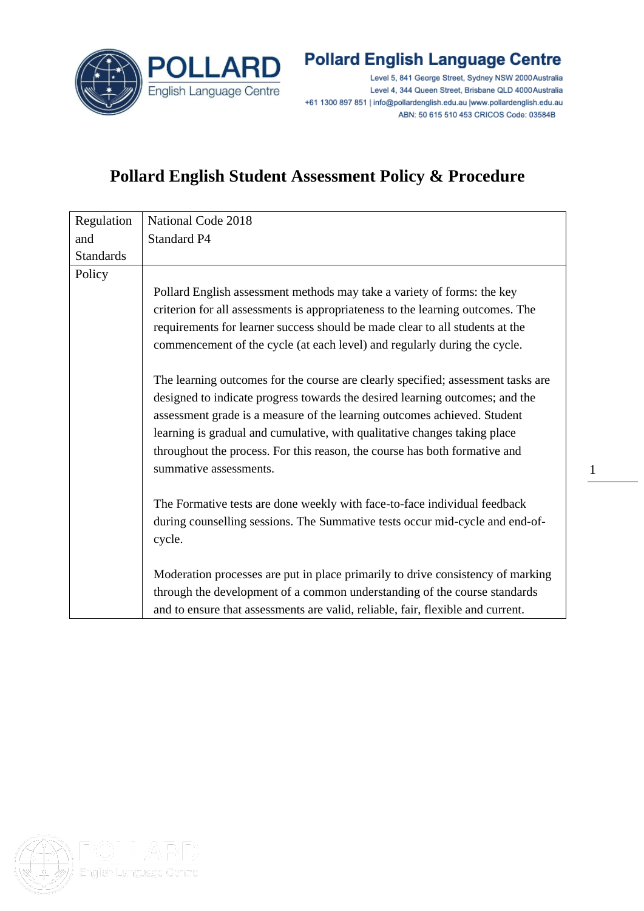**Pollard English Language Centre**

Level 5, 841 George Street, Sydney NSW 2000 Australia
Level 4, 344 Queen Street, Brisbane QLD 4000 Australia
+61 1300 897 851 | info@pollardenglish.edu.au |www.pollardenglish.edu.au
ABN: 50 615 510 453 CRICOS Code: 03584B

# Pollard English Student Assessment Policy & Procedure

| Regulation and Standards | National Code 2018<br>Standard P4 |
|---|---|
| Policy | Pollard English assessment methods may take a variety of forms: the key criterion for all assessments is appropriateness to the learning outcomes. The requirements for learner success should be made clear to all students at the commencement of the cycle (at each level) and regularly during the cycle.<br><br>The learning outcomes for the course are clearly specified; assessment tasks are designed to indicate progress towards the desired learning outcomes; and the assessment grade is a measure of the learning outcomes achieved. Student learning is gradual and cumulative, with qualitative changes taking place throughout the process. For this reason, the course has both formative and summative assessments.<br><br>The Formative tests are done weekly with face-to-face individual feedback during counselling sessions. The Summative tests occur mid-cycle and end-of-cycle.<br><br>Moderation processes are put in place primarily to drive consistency of marking through the development of a common understanding of the course standards and to ensure that assessments are valid, reliable, fair, flexible and current. |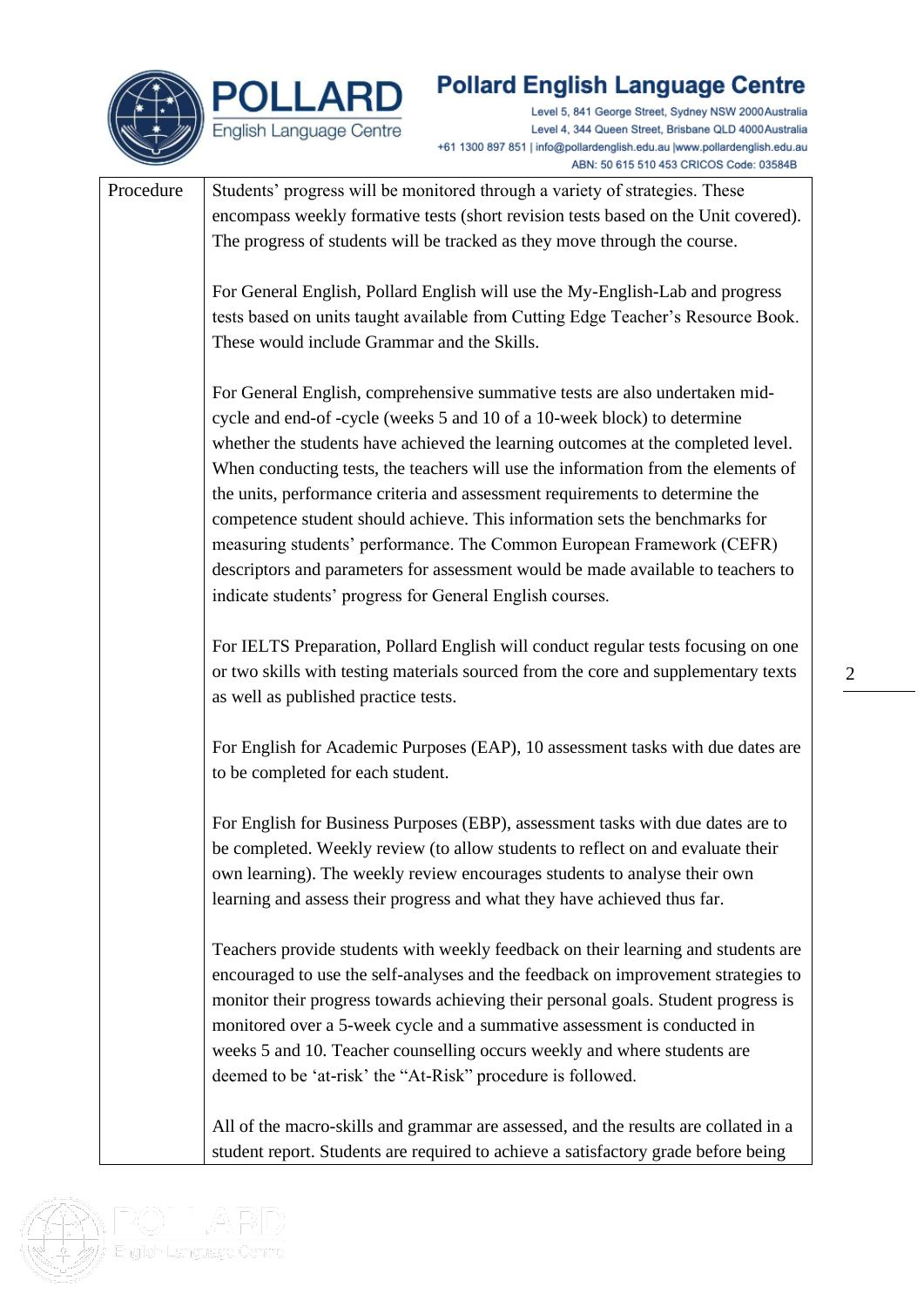| Procedure | Students' progress will be monitored through a variety of strategies. These encompass weekly formative tests (short revision tests based on the Unit covered). The progress of students will be tracked as they move through the course.<br><br>For General English, Pollard English will use the My-English-Lab and progress tests based on units taught available from Cutting Edge Teacher's Resource Book. These would include Grammar and the Skills.<br><br>For General English, comprehensive summative tests are also undertaken mid-cycle and end-of -cycle (weeks 5 and 10 of a 10-week block) to determine whether the students have achieved the learning outcomes at the completed level. When conducting tests, the teachers will use the information from the elements of the units, performance criteria and assessment requirements to determine the competence student should achieve. This information sets the benchmarks for measuring students' performance. The Common European Framework (CEFR) descriptors and parameters for assessment would be made available to teachers to indicate students' progress for General English courses.<br><br>For IELTS Preparation, Pollard English will conduct regular tests focusing on one or two skills with testing materials sourced from the core and supplementary texts as well as published practice tests.<br><br>For English for Academic Purposes (EAP), 10 assessment tasks with due dates are to be completed for each student.<br><br>For English for Business Purposes (EBP), assessment tasks with due dates are to be completed. Weekly review (to allow students to reflect on and evaluate their own learning). The weekly review encourages students to analyse their own learning and assess their progress and what they have achieved thus far.<br><br>Teachers provide students with weekly feedback on their learning and students are encouraged to use the self-analyses and the feedback on improvement strategies to monitor their progress towards achieving their personal goals. Student progress is monitored over a 5-week cycle and a summative assessment is conducted in weeks 5 and 10. Teacher counselling occurs weekly and where students are deemed to be 'at-risk' the "At-Risk" procedure is followed.<br><br>All of the macro-skills and grammar are assessed, and the results are collated in a student report. Students are required to achieve a satisfactory grade before being |
|---|---|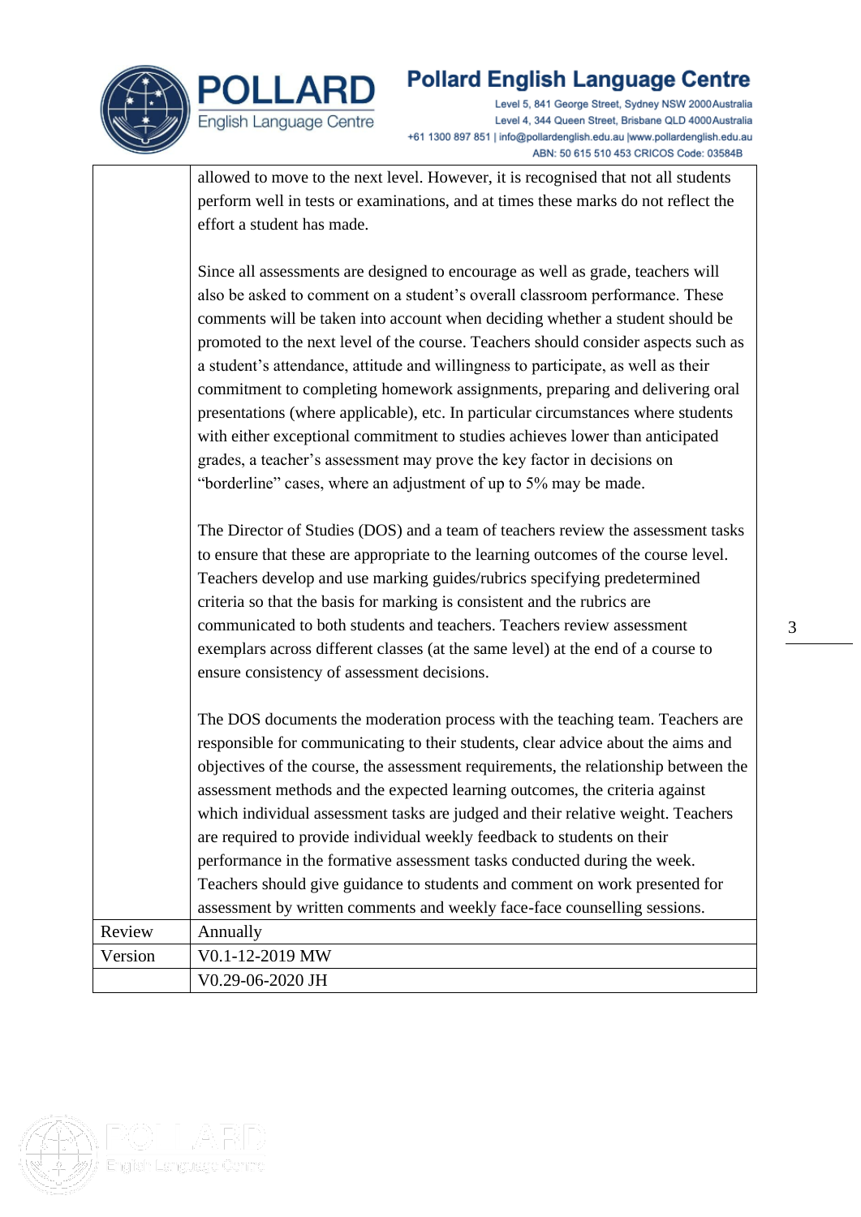| | |
|---|---|
| | allowed to move to the next level. However, it is recognised that not all students perform well in tests or examinations, and at times these marks do not reflect the effort a student has made.<br><br>Since all assessments are designed to encourage as well as grade, teachers will also be asked to comment on a student's overall classroom performance. These comments will be taken into account when deciding whether a student should be promoted to the next level of the course. Teachers should consider aspects such as a student's attendance, attitude and willingness to participate, as well as their commitment to completing homework assignments, preparing and delivering oral presentations (where applicable), etc. In particular circumstances where students with either exceptional commitment to studies achieves lower than anticipated grades, a teacher's assessment may prove the key factor in decisions on "borderline" cases, where an adjustment of up to 5% may be made.<br><br>The Director of Studies (DOS) and a team of teachers review the assessment tasks to ensure that these are appropriate to the learning outcomes of the course level. Teachers develop and use marking guides/rubrics specifying predetermined criteria so that the basis for marking is consistent and the rubrics are communicated to both students and teachers. Teachers review assessment exemplars across different classes (at the same level) at the end of a course to ensure consistency of assessment decisions.<br><br>The DOS documents the moderation process with the teaching team. Teachers are responsible for communicating to their students, clear advice about the aims and objectives of the course, the assessment requirements, the relationship between the assessment methods and the expected learning outcomes, the criteria against which individual assessment tasks are judged and their relative weight. Teachers are required to provide individual weekly feedback to students on their performance in the formative assessment tasks conducted during the week. Teachers should give guidance to students and comment on work presented for assessment by written comments and weekly face-face counselling sessions. |
| Review | Annually |
| Version | V0.1-12-2019 MW |
| | V0.29-06-2020 JH |